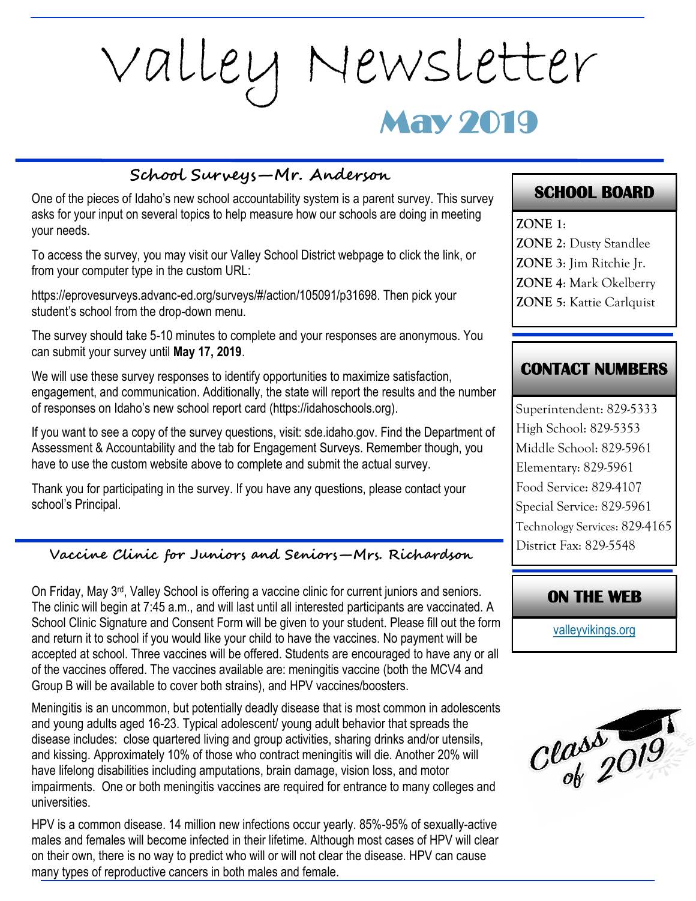# Valley Newsletter

## May 2019

### School Surveys—Mr. Anderson

One of the pieces of Idaho's new school accountability system is a parent survey. This survey asks for your input on several topics to help measure how our schools are doing in meeting your needs.

To access the survey, you may visit our Valley School District webpage to click the link, or from your computer type in the custom URL:

https://eprovesurveys.advanc-ed.org/surveys/#/action/105091/p31698. Then pick your student's school from the drop-down menu.

The survey should take 5-10 minutes to complete and your responses are anonymous. You can submit your survey until **May 17, 2019**.

We will use these survey responses to identify opportunities to maximize satisfaction, engagement, and communication. Additionally, the state will report the results and the number of responses on Idaho's new school report card (https://idahoschools.org).

If you want to see a copy of the survey questions, visit: sde.idaho.gov. Find the Department of Assessment & Accountability and the tab for Engagement Surveys. Remember though, you have to use the custom website above to complete and submit the actual survey.

Thank you for participating in the survey. If you have any questions, please contact your school's Principal.

### Vaccine Clinic for Juniors and Seniors—Mrs. Richardson

On Friday, May 3rd, Valley School is offering a vaccine clinic for current juniors and seniors. The clinic will begin at 7:45 a.m., and will last until all interested participants are vaccinated. A School Clinic Signature and Consent Form will be given to your student. Please fill out the form and return it to school if you would like your child to have the vaccines. No payment will be accepted at school. Three vaccines will be offered. Students are encouraged to have any or all of the vaccines offered. The vaccines available are: meningitis vaccine (both the MCV4 and Group B will be available to cover both strains), and HPV vaccines/boosters.

Meningitis is an uncommon, but potentially deadly disease that is most common in adolescents and young adults aged 16-23. Typical adolescent/ young adult behavior that spreads the disease includes: close quartered living and group activities, sharing drinks and/or utensils, and kissing. Approximately 10% of those who contract meningitis will die. Another 20% will have lifelong disabilities including amputations, brain damage, vision loss, and motor impairments. One or both meningitis vaccines are required for entrance to many colleges and universities.

HPV is a common disease. 14 million new infections occur yearly. 85%-95% of sexually-active males and females will become infected in their lifetime. Although most cases of HPV will clear on their own, there is no way to predict who will or will not clear the disease. HPV can cause many types of reproductive cancers in both males and female.

### SCHOOL BOARD

**ZONE 1**:
**ZONE 2**: Dusty Standlee
**ZONE 3**: Jim Ritchie Jr.
**ZONE 4**: Mark Okelberry
**ZONE 5**: Kattie Carlquist

### CONTACT NUMBERS

Superintendent: 829-5333
High School: 829-5353
Middle School: 829-5961
Elementary: 829-5961
Food Service: 829-4107
Special Service: 829-5961
Technology Services: 829-4165
District Fax: 829-5548

### ON THE WEB

valleyvikings.org

Class of 2019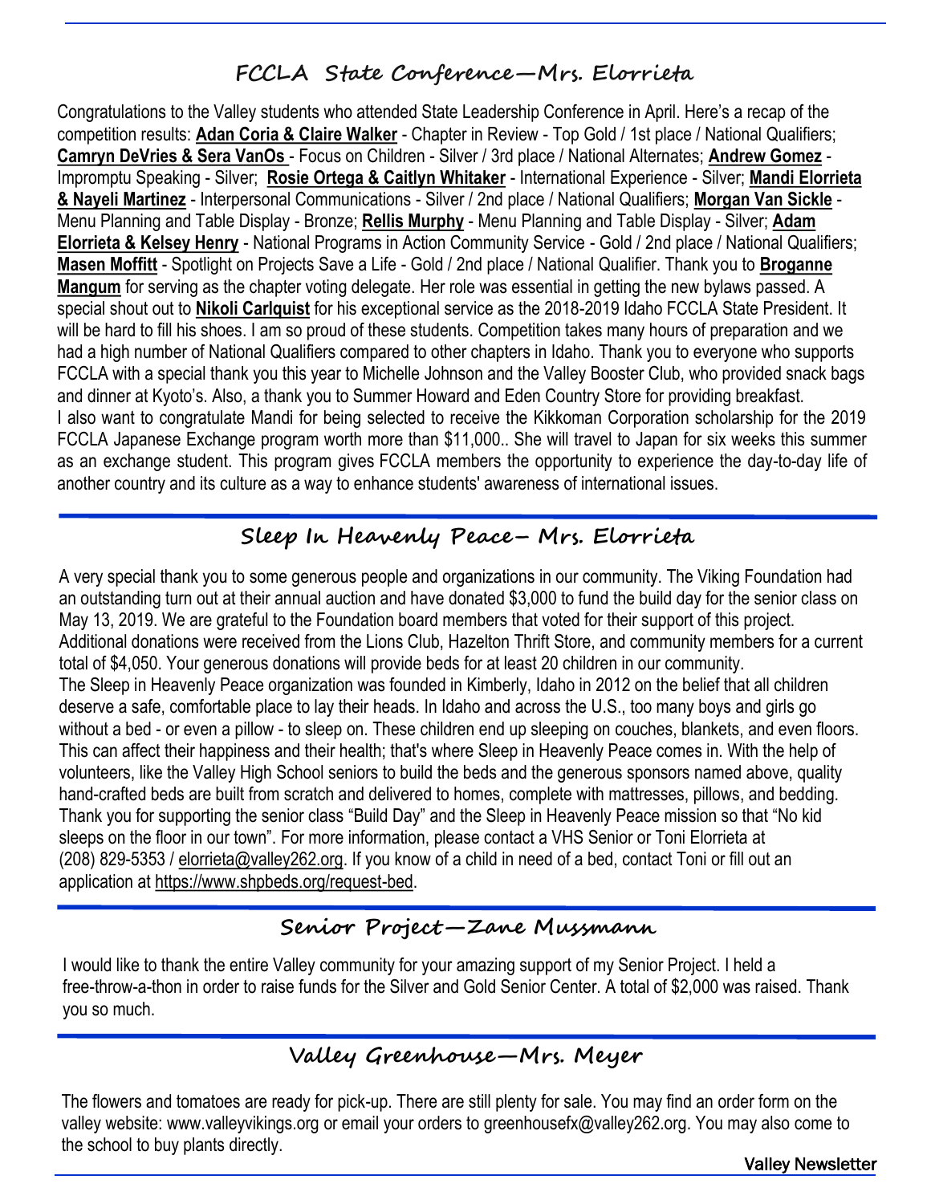## FCCLA State Conference—Mrs. Elorrieta

Congratulations to the Valley students who attended State Leadership Conference in April. Here's a recap of the competition results: **Adan Coria & Claire Walker** - Chapter in Review - Top Gold / 1st place / National Qualifiers; **Camryn DeVries & Sera VanOs** - Focus on Children - Silver / 3rd place / National Alternates; **Andrew Gomez** - Impromptu Speaking - Silver; **Rosie Ortega & Caitlyn Whitaker** - International Experience - Silver; **Mandi Elorrieta & Nayeli Martinez** - Interpersonal Communications - Silver / 2nd place / National Qualifiers; **Morgan Van Sickle** - Menu Planning and Table Display - Bronze; **Rellis Murphy** - Menu Planning and Table Display - Silver; **Adam Elorrieta & Kelsey Henry** - National Programs in Action Community Service - Gold / 2nd place / National Qualifiers; **Masen Moffitt** - Spotlight on Projects Save a Life - Gold / 2nd place / National Qualifier. Thank you to **Broganne Mangum** for serving as the chapter voting delegate. Her role was essential in getting the new bylaws passed. A special shout out to **Nikoli Carlquist** for his exceptional service as the 2018-2019 Idaho FCCLA State President. It will be hard to fill his shoes. I am so proud of these students. Competition takes many hours of preparation and we had a high number of National Qualifiers compared to other chapters in Idaho. Thank you to everyone who supports FCCLA with a special thank you this year to Michelle Johnson and the Valley Booster Club, who provided snack bags and dinner at Kyoto's. Also, a thank you to Summer Howard and Eden Country Store for providing breakfast.
I also want to congratulate Mandi for being selected to receive the Kikkoman Corporation scholarship for the 2019 FCCLA Japanese Exchange program worth more than $11,000.. She will travel to Japan for six weeks this summer as an exchange student. This program gives FCCLA members the opportunity to experience the day-to-day life of another country and its culture as a way to enhance students' awareness of international issues.

## Sleep In Heavenly Peace– Mrs. Elorrieta

A very special thank you to some generous people and organizations in our community. The Viking Foundation had an outstanding turn out at their annual auction and have donated $3,000 to fund the build day for the senior class on May 13, 2019. We are grateful to the Foundation board members that voted for their support of this project. Additional donations were received from the Lions Club, Hazelton Thrift Store, and community members for a current total of $4,050. Your generous donations will provide beds for at least 20 children in our community.
The Sleep in Heavenly Peace organization was founded in Kimberly, Idaho in 2012 on the belief that all children deserve a safe, comfortable place to lay their heads. In Idaho and across the U.S., too many boys and girls go without a bed - or even a pillow - to sleep on. These children end up sleeping on couches, blankets, and even floors. This can affect their happiness and their health; that's where Sleep in Heavenly Peace comes in. With the help of volunteers, like the Valley High School seniors to build the beds and the generous sponsors named above, quality hand-crafted beds are built from scratch and delivered to homes, complete with mattresses, pillows, and bedding. Thank you for supporting the senior class "Build Day" and the Sleep in Heavenly Peace mission so that "No kid sleeps on the floor in our town". For more information, please contact a VHS Senior or Toni Elorrieta at (208) 829-5353 / elorrieta@valley262.org. If you know of a child in need of a bed, contact Toni or fill out an application at https://www.shpbeds.org/request-bed.

## Senior Project—Zane Mussmann

I would like to thank the entire Valley community for your amazing support of my Senior Project. I held a free-throw-a-thon in order to raise funds for the Silver and Gold Senior Center. A total of $2,000 was raised. Thank you so much.

## Valley Greenhouse—Mrs. Meyer

The flowers and tomatoes are ready for pick-up. There are still plenty for sale. You may find an order form on the valley website: www.valleyvikings.org or email your orders to greenhousefx@valley262.org. You may also come to the school to buy plants directly.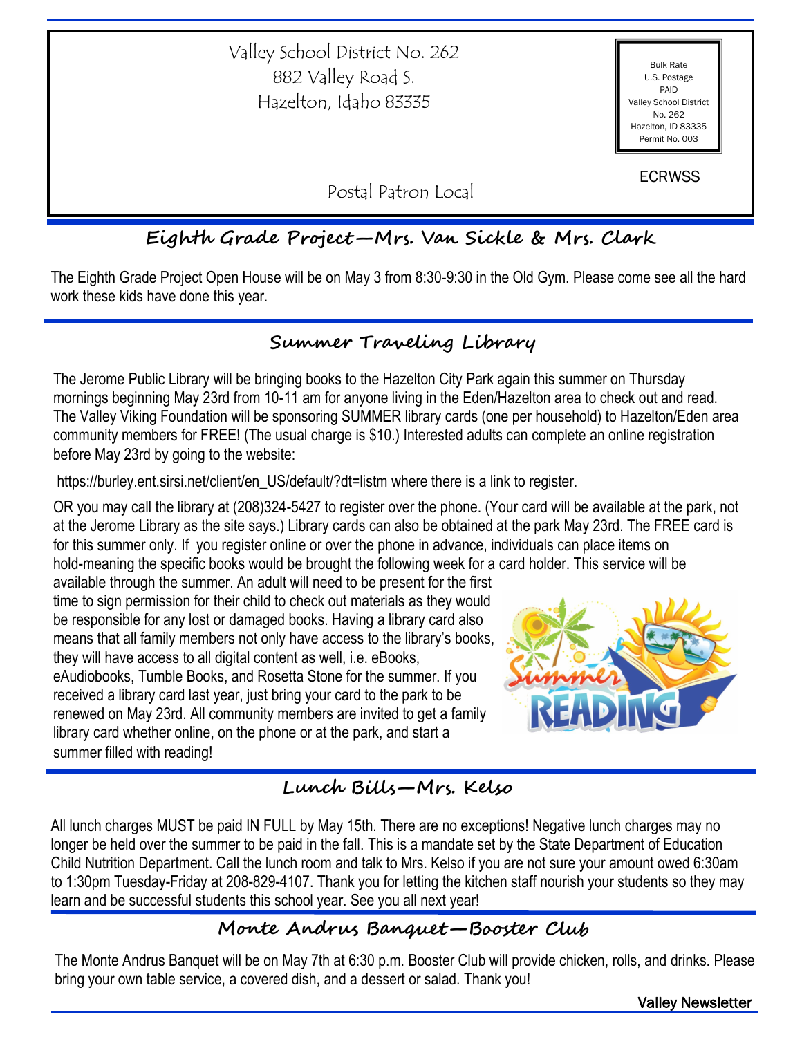Valley School District No. 262
882 Valley Road S.
Hazelton, Idaho 83335

Bulk Rate
U.S. Postage
PAID
Valley School District
No. 262
Hazelton, ID 83335
Permit No. 003

ECRWSS

Postal Patron Local

## Eighth Grade Project—Mrs. Van Sickle & Mrs. Clark

The Eighth Grade Project Open House will be on May 3 from 8:30-9:30 in the Old Gym. Please come see all the hard work these kids have done this year.

## Summer Traveling Library

The Jerome Public Library will be bringing books to the Hazelton City Park again this summer on Thursday mornings beginning May 23rd from 10-11 am for anyone living in the Eden/Hazelton area to check out and read. The Valley Viking Foundation will be sponsoring SUMMER library cards (one per household) to Hazelton/Eden area community members for FREE! (The usual charge is $10.) Interested adults can complete an online registration before May 23rd by going to the website:

https://burley.ent.sirsi.net/client/en_US/default/?dt=listm where there is a link to register.

OR you may call the library at (208)324-5427 to register over the phone. (Your card will be available at the park, not at the Jerome Library as the site says.) Library cards can also be obtained at the park May 23rd. The FREE card is for this summer only. If you register online or over the phone in advance, individuals can place items on hold-meaning the specific books would be brought the following week for a card holder. This service will be available through the summer. An adult will need to be present for the first time to sign permission for their child to check out materials as they would be responsible for any lost or damaged books. Having a library card also means that all family members not only have access to the library's books, they will have access to all digital content as well, i.e. eBooks, eAudiobooks, Tumble Books, and Rosetta Stone for the summer. If you received a library card last year, just bring your card to the park to be renewed on May 23rd. All community members are invited to get a family library card whether online, on the phone or at the park, and start a summer filled with reading!

## Lunch Bills—Mrs. Kelso

All lunch charges MUST be paid IN FULL by May 15th. There are no exceptions! Negative lunch charges may no longer be held over the summer to be paid in the fall. This is a mandate set by the State Department of Education Child Nutrition Department. Call the lunch room and talk to Mrs. Kelso if you are not sure your amount owed 6:30am to 1:30pm Tuesday-Friday at 208-829-4107. Thank you for letting the kitchen staff nourish your students so they may learn and be successful students this school year. See you all next year!

## Monte Andrus Banquet—Booster Club

The Monte Andrus Banquet will be on May 7th at 6:30 p.m. Booster Club will provide chicken, rolls, and drinks. Please bring your own table service, a covered dish, and a dessert or salad. Thank you!